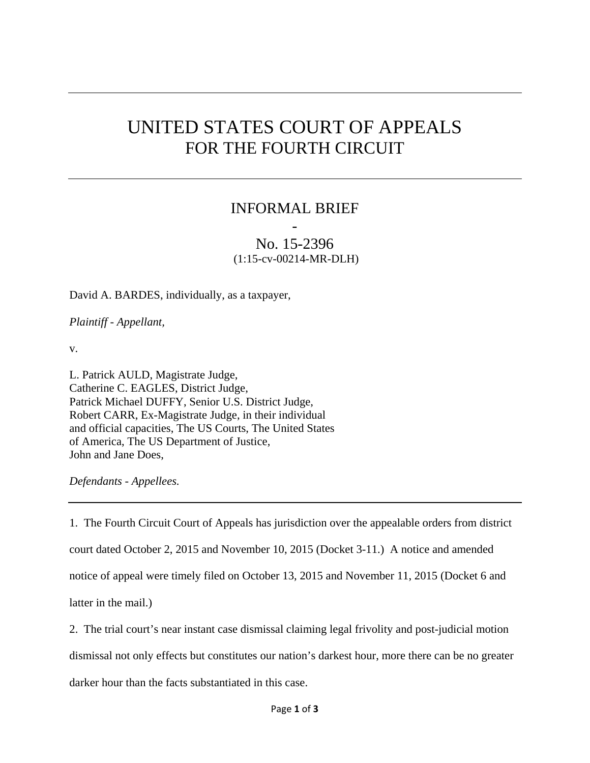# UNITED STATES COURT OF APPEALS
## FOR THE FOURTH CIRCUIT

### INFORMAL BRIEF
-
### No. 15-2396
(1:15-cv-00214-MR-DLH)

David A. BARDES, individually, as a taxpayer,

*Plaintiff - Appellant,*

v.

L. Patrick AULD, Magistrate Judge,
Catherine C. EAGLES, District Judge,
Patrick Michael DUFFY, Senior U.S. District Judge,
Robert CARR, Ex-Magistrate Judge, in their individual
and official capacities, The US Courts, The United States
of America, The US Department of Justice,
John and Jane Does,

*Defendants - Appellees.*

---

1. The Fourth Circuit Court of Appeals has jurisdiction over the appealable orders from district court dated October 2, 2015 and November 10, 2015 (Docket 3-11.) A notice and amended notice of appeal were timely filed on October 13, 2015 and November 11, 2015 (Docket 6 and latter in the mail.)

2. The trial court's near instant case dismissal claiming legal frivolity and post-judicial motion dismissal not only effects but constitutes our nation's darkest hour, more there can be no greater darker hour than the facts substantiated in this case.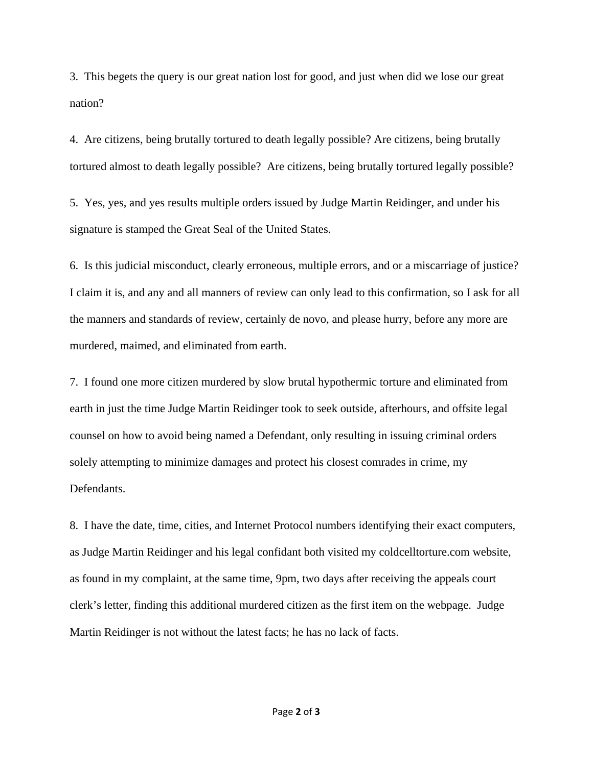3. This begets the query is our great nation lost for good, and just when did we lose our great nation?

4. Are citizens, being brutally tortured to death legally possible? Are citizens, being brutally tortured almost to death legally possible? Are citizens, being brutally tortured legally possible?

5. Yes, yes, and yes results multiple orders issued by Judge Martin Reidinger, and under his signature is stamped the Great Seal of the United States.

6. Is this judicial misconduct, clearly erroneous, multiple errors, and or a miscarriage of justice? I claim it is, and any and all manners of review can only lead to this confirmation, so I ask for all the manners and standards of review, certainly de novo, and please hurry, before any more are murdered, maimed, and eliminated from earth.

7. I found one more citizen murdered by slow brutal hypothermic torture and eliminated from earth in just the time Judge Martin Reidinger took to seek outside, afterhours, and offsite legal counsel on how to avoid being named a Defendant, only resulting in issuing criminal orders solely attempting to minimize damages and protect his closest comrades in crime, my Defendants.

8. I have the date, time, cities, and Internet Protocol numbers identifying their exact computers, as Judge Martin Reidinger and his legal confidant both visited my coldcelltorture.com website, as found in my complaint, at the same time, 9pm, two days after receiving the appeals court clerk's letter, finding this additional murdered citizen as the first item on the webpage. Judge Martin Reidinger is not without the latest facts; he has no lack of facts.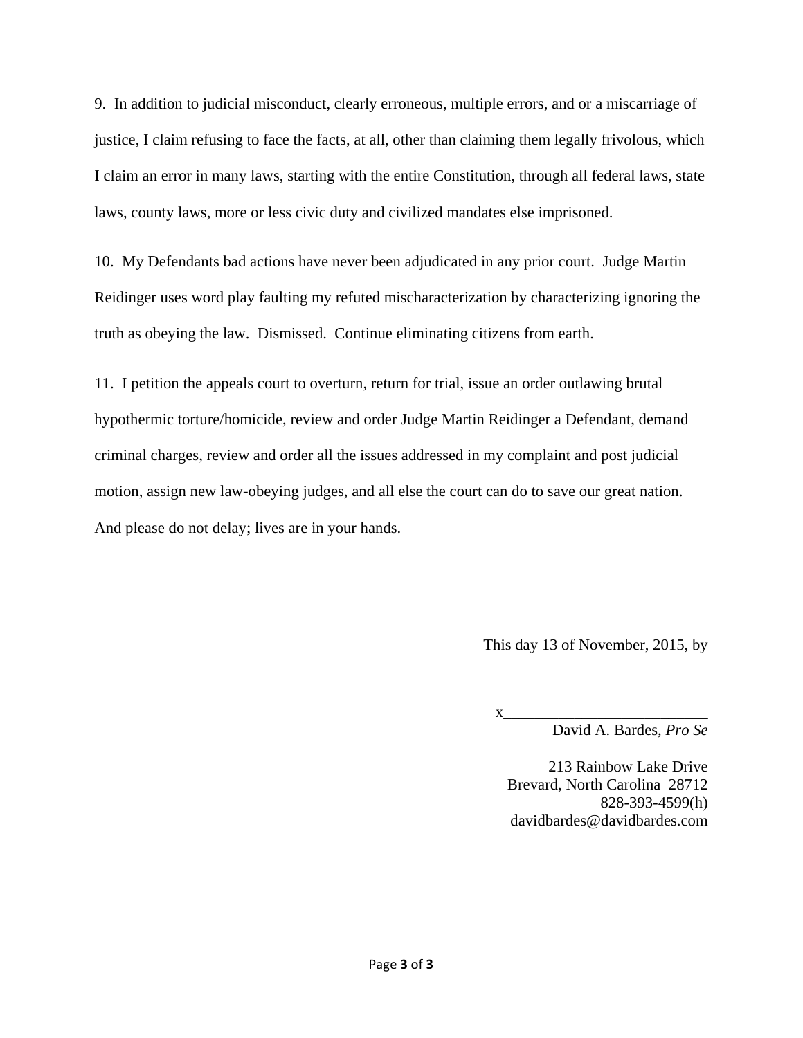9. In addition to judicial misconduct, clearly erroneous, multiple errors, and or a miscarriage of justice, I claim refusing to face the facts, at all, other than claiming them legally frivolous, which I claim an error in many laws, starting with the entire Constitution, through all federal laws, state laws, county laws, more or less civic duty and civilized mandates else imprisoned.

10. My Defendants bad actions have never been adjudicated in any prior court. Judge Martin Reidinger uses word play faulting my refuted mischaracterization by characterizing ignoring the truth as obeying the law. Dismissed. Continue eliminating citizens from earth.

11. I petition the appeals court to overturn, return for trial, issue an order outlawing brutal hypothermic torture/homicide, review and order Judge Martin Reidinger a Defendant, demand criminal charges, review and order all the issues addressed in my complaint and post judicial motion, assign new law-obeying judges, and all else the court can do to save our great nation. And please do not delay; lives are in your hands.

This day 13 of November, 2015, by

x___________________________

David A. Bardes, *Pro Se*

213 Rainbow Lake Drive
Brevard, North Carolina 28712
828-393-4599(h)
davidbardes@davidbardes.com